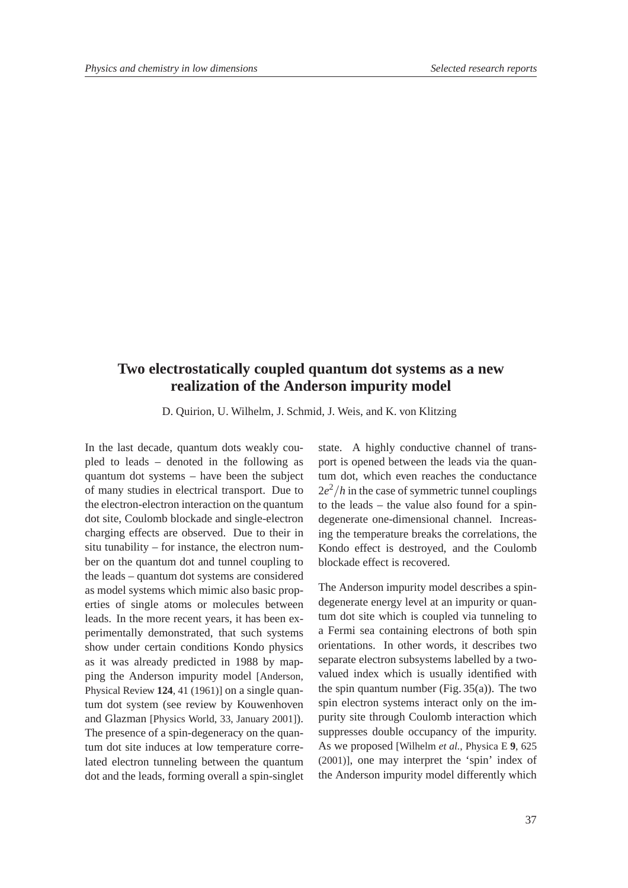# Two electrostatically coupled quantum dot systems as a new realization of the Anderson impurity model

D. Quirion, U. Wilhelm, J. Schmid, J. Weis, and K. von Klitzing

In the last decade, quantum dots weakly coupled to leads – denoted in the following as quantum dot systems – have been the subject of many studies in electrical transport. Due to the electron-electron interaction on the quantum dot site, Coulomb blockade and single-electron charging effects are observed. Due to their in situ tunability – for instance, the electron number on the quantum dot and tunnel coupling to the leads – quantum dot systems are considered as model systems which mimic also basic properties of single atoms or molecules between leads. In the more recent years, it has been experimentally demonstrated, that such systems show under certain conditions Kondo physics as it was already predicted in 1988 by mapping the Anderson impurity model [Anderson, Physical Review **124**, 41 (1961)] on a single quantum dot system (see review by Kouwenhoven and Glazman [Physics World, 33, January 2001]). The presence of a spin-degeneracy on the quantum dot site induces at low temperature correlated electron tunneling between the quantum dot and the leads, forming overall a spin-singlet state. A highly conductive channel of transport is opened between the leads via the quantum dot, which even reaches the conductance $2e^2/h$ in the case of symmetric tunnel couplings to the leads – the value also found for a spin-degenerate one-dimensional channel. Increasing the temperature breaks the correlations, the Kondo effect is destroyed, and the Coulomb blockade effect is recovered.

The Anderson impurity model describes a spin-degenerate energy level at an impurity or quantum dot site which is coupled via tunneling to a Fermi sea containing electrons of both spin orientations. In other words, it describes two separate electron subsystems labelled by a two-valued index which is usually identified with the spin quantum number (Fig. 35(a)). The two spin electron systems interact only on the impurity site through Coulomb interaction which suppresses double occupancy of the impurity. As we proposed [Wilhelm *et al.*, Physica E **9**, 625 (2001)], one may interpret the 'spin' index of the Anderson impurity model differently which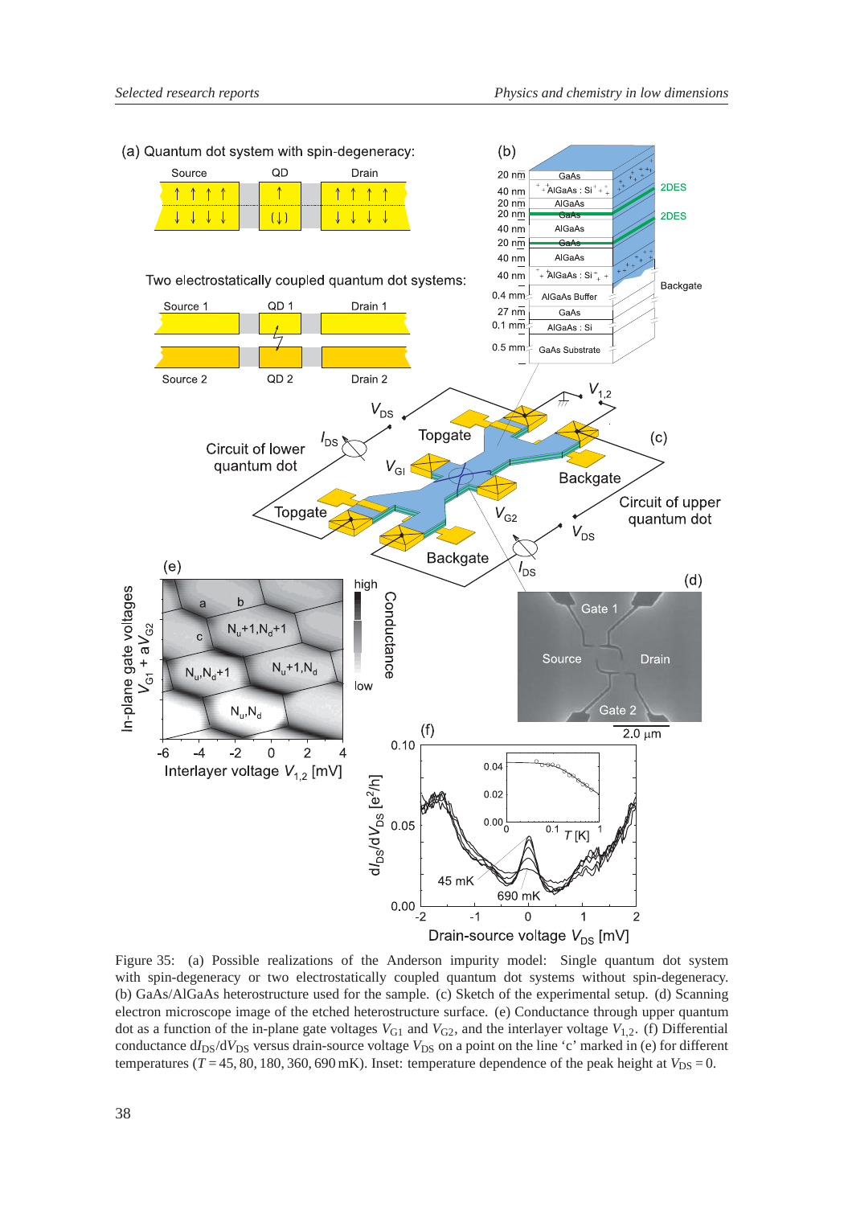Figure 35: (a) Possible realizations of the Anderson impurity model: Single quantum dot system with spin-degeneracy or two electrostatically coupled quantum dot systems without spin-degeneracy. (b) GaAs/AlGaAs heterostructure used for the sample. (c) Sketch of the experimental setup. (d) Scanning electron microscope image of the etched heterostructure surface. (e) Conductance through upper quantum dot as a function of the in-plane gate voltages $V_{G1}$ and $V_{G2}$, and the interlayer voltage $V_{1,2}$. (f) Differential conductance $dI_{DS}/dV_{DS}$ versus drain-source voltage $V_{DS}$ on a point on the line 'c' marked in (e) for different temperatures ($T = 45, 80, 180, 360, 690$ mK). Inset: temperature dependence of the peak height at $V_{DS} = 0$.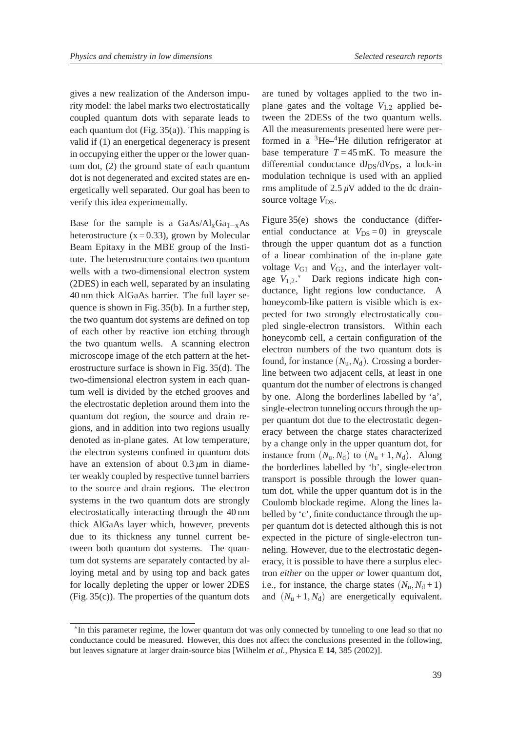gives a new realization of the Anderson impurity model: the label marks two electrostatically coupled quantum dots with separate leads to each quantum dot (Fig. 35(a)). This mapping is valid if (1) an energetical degeneracy is present in occupying either the upper or the lower quantum dot, (2) the ground state of each quantum dot is not degenerated and excited states are energetically well separated. Our goal has been to verify this idea experimentally.

Base for the sample is a $GaAs/Al_xGa_{1-x}As$ heterostructure ($x = 0.33$), grown by Molecular Beam Epitaxy in the MBE group of the Institute. The heterostructure contains two quantum wells with a two-dimensional electron system (2DES) in each well, separated by an insulating 40 nm thick AlGaAs barrier. The full layer sequence is shown in Fig. 35(b). In a further step, the two quantum dot systems are defined on top of each other by reactive ion etching through the two quantum wells. A scanning electron microscope image of the etch pattern at the heterostructure surface is shown in Fig. 35(d). The two-dimensional electron system in each quantum well is divided by the etched grooves and the electrostatic depletion around them into the quantum dot region, the source and drain regions, and in addition into two regions usually denoted as in-plane gates. At low temperature, the electron systems confined in quantum dots have an extension of about 0.3 $\mu$m in diameter weakly coupled by respective tunnel barriers to the source and drain regions. The electron systems in the two quantum dots are strongly electrostatically interacting through the 40 nm thick AlGaAs layer which, however, prevents due to its thickness any tunnel current between both quantum dot systems. The quantum dot systems are separately contacted by alloying metal and by using top and back gates for locally depleting the upper or lower 2DES (Fig. 35(c)). The properties of the quantum dots are tuned by voltages applied to the two in-plane gates and the voltage $V_{1,2}$ applied between the 2DESs of the two quantum wells. All the measurements presented here were performed in a $^3$He–$^4$He dilution refrigerator at base temperature $T = 45$ mK. To measure the differential conductance $dI_{DS}/dV_{DS}$, a lock-in modulation technique is used with an applied rms amplitude of 2.5 $\mu$V added to the dc drain-source voltage $V_{DS}$.

Figure 35(e) shows the conductance (differential conductance at $V_{DS} = 0$) in greyscale through the upper quantum dot as a function of a linear combination of the in-plane gate voltage $V_{G1}$ and $V_{G2}$, and the interlayer voltage $V_{1,2}$.* Dark regions indicate high conductance, light regions low conductance. A honeycomb-like pattern is visible which is expected for two strongly electrostatically coupled single-electron transistors. Within each honeycomb cell, a certain configuration of the electron numbers of the two quantum dots is found, for instance $(N_u, N_d)$. Crossing a borderline between two adjacent cells, at least in one quantum dot the number of electrons is changed by one. Along the borderlines labelled by 'a', single-electron tunneling occurs through the upper quantum dot due to the electrostatic degeneracy between the charge states characterized by a change only in the upper quantum dot, for instance from $(N_u, N_d)$ to $(N_u + 1, N_d)$. Along the borderlines labelled by 'b', single-electron transport is possible through the lower quantum dot, while the upper quantum dot is in the Coulomb blockade regime. Along the lines labelled by 'c', finite conductance through the upper quantum dot is detected although this is not expected in the picture of single-electron tunneling. However, due to the electrostatic degeneracy, it is possible to have there a surplus electron *either* on the upper *or* lower quantum dot, i.e., for instance, the charge states $(N_u, N_d + 1)$ and $(N_u + 1, N_d)$ are energetically equivalent.

*In this parameter regime, the lower quantum dot was only connected by tunneling to one lead so that no conductance could be measured. However, this does not affect the conclusions presented in the following, but leaves signature at larger drain-source bias [Wilhelm *et al.*, Physica E **14**, 385 (2002)].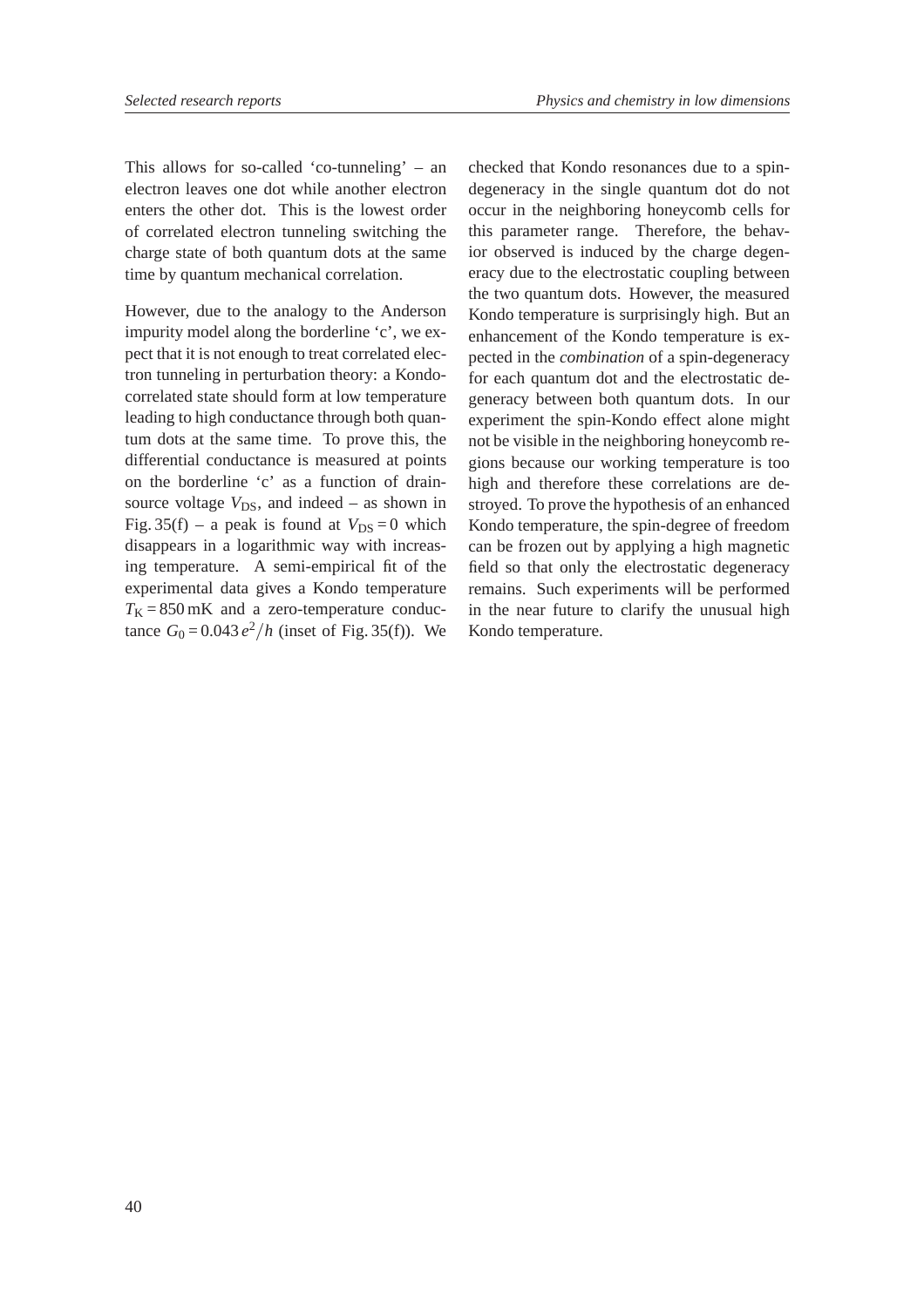This allows for so-called 'co-tunneling' – an electron leaves one dot while another electron enters the other dot. This is the lowest order of correlated electron tunneling switching the charge state of both quantum dots at the same time by quantum mechanical correlation.

However, due to the analogy to the Anderson impurity model along the borderline 'c', we expect that it is not enough to treat correlated electron tunneling in perturbation theory: a Kondo-correlated state should form at low temperature leading to high conductance through both quantum dots at the same time. To prove this, the differential conductance is measured at points on the borderline 'c' as a function of drain-source voltage $V_{\mathrm{DS}}$, and indeed – as shown in Fig. 35(f) – a peak is found at $V_{\mathrm{DS}} = 0$ which disappears in a logarithmic way with increasing temperature. A semi-empirical fit of the experimental data gives a Kondo temperature $T_{\mathrm{K}} = 850\,\mathrm{mK}$ and a zero-temperature conductance $G_0 = 0.043\, e^2/h$ (inset of Fig. 35(f)). We checked that Kondo resonances due to a spin-degeneracy in the single quantum dot do not occur in the neighboring honeycomb cells for this parameter range. Therefore, the behavior observed is induced by the charge degeneracy due to the electrostatic coupling between the two quantum dots. However, the measured Kondo temperature is surprisingly high. But an enhancement of the Kondo temperature is expected in the *combination* of a spin-degeneracy for each quantum dot and the electrostatic degeneracy between both quantum dots. In our experiment the spin-Kondo effect alone might not be visible in the neighboring honeycomb regions because our working temperature is too high and therefore these correlations are destroyed. To prove the hypothesis of an enhanced Kondo temperature, the spin-degree of freedom can be frozen out by applying a high magnetic field so that only the electrostatic degeneracy remains. Such experiments will be performed in the near future to clarify the unusual high Kondo temperature.